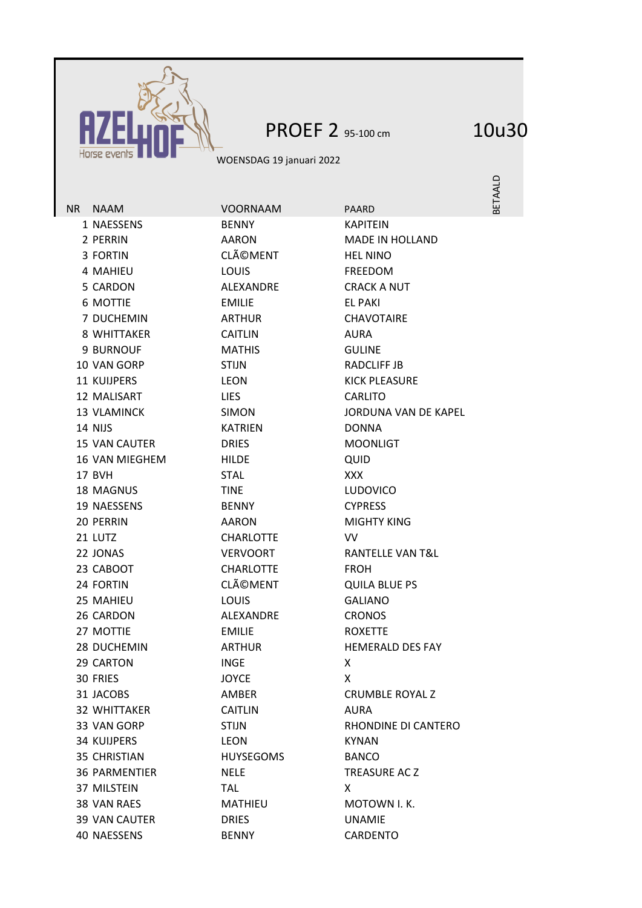AZELHOF Horse events

# PROEF 2 95-100 cm

10u30

WOENSDAG 19 januari 2022

| NR | NAAM | VOORNAAM | PAARD | BETAALD |
|---|---|---|---|---|
| 1 | NAESSENS | BENNY | KAPITEIN | |
| 2 | PERRIN | AARON | MADE IN HOLLAND | |
| 3 | FORTIN | CLÃ©MENT | HEL NINO | |
| 4 | MAHIEU | LOUIS | FREEDOM | |
| 5 | CARDON | ALEXANDRE | CRACK A NUT | |
| 6 | MOTTIE | EMILIE | EL PAKI | |
| 7 | DUCHEMIN | ARTHUR | CHAVOTAIRE | |
| 8 | WHITTAKER | CAITLIN | AURA | |
| 9 | BURNOUF | MATHIS | GULINE | |
| 10 | VAN GORP | STIJN | RADCLIFF JB | |
| 11 | KUIJPERS | LEON | KICK PLEASURE | |
| 12 | MALISART | LIES | CARLITO | |
| 13 | VLAMINCK | SIMON | JORDUNA VAN DE KAPEL | |
| 14 | NIJS | KATRIEN | DONNA | |
| 15 | VAN CAUTER | DRIES | MOONLIGT | |
| 16 | VAN MIEGHEM | HILDE | QUID | |
| 17 | BVH | STAL | XXX | |
| 18 | MAGNUS | TINE | LUDOVICO | |
| 19 | NAESSENS | BENNY | CYPRESS | |
| 20 | PERRIN | AARON | MIGHTY KING | |
| 21 | LUTZ | CHARLOTTE | VV | |
| 22 | JONAS | VERVOORT | RANTELLE VAN T&L | |
| 23 | CABOOT | CHARLOTTE | FROH | |
| 24 | FORTIN | CLÃ©MENT | QUILA BLUE PS | |
| 25 | MAHIEU | LOUIS | GALIANO | |
| 26 | CARDON | ALEXANDRE | CRONOS | |
| 27 | MOTTIE | EMILIE | ROXETTE | |
| 28 | DUCHEMIN | ARTHUR | HEMERALD DES FAY | |
| 29 | CARTON | INGE | X | |
| 30 | FRIES | JOYCE | X | |
| 31 | JACOBS | AMBER | CRUMBLE ROYAL Z | |
| 32 | WHITTAKER | CAITLIN | AURA | |
| 33 | VAN GORP | STIJN | RHONDINE DI CANTERO | |
| 34 | KUIJPERS | LEON | KYNAN | |
| 35 | CHRISTIAN | HUYSEGOMS | BANCO | |
| 36 | PARMENTIER | NELE | TREASURE AC Z | |
| 37 | MILSTEIN | TAL | X | |
| 38 | VAN RAES | MATHIEU | MOTOWN I. K. | |
| 39 | VAN CAUTER | DRIES | UNAMIE | |
| 40 | NAESSENS | BENNY | CARDENTO | |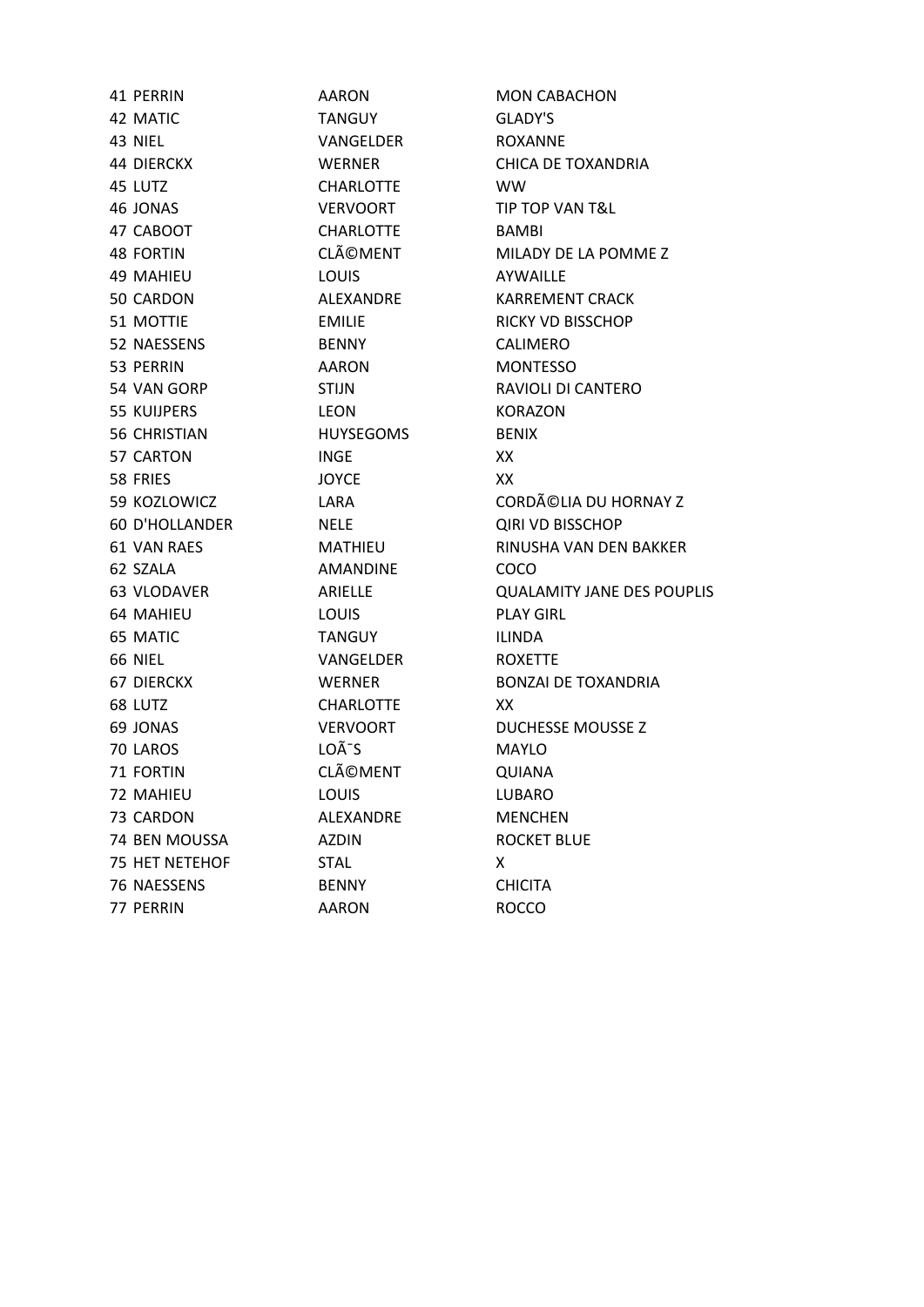| | | | |
|---|---|---|---|
| 41 | PERRIN | AARON | MON CABACHON |
| 42 | MATIC | TANGUY | GLADY'S |
| 43 | NIEL | VANGELDER | ROXANNE |
| 44 | DIERCKX | WERNER | CHICA DE TOXANDRIA |
| 45 | LUTZ | CHARLOTTE | WW |
| 46 | JONAS | VERVOORT | TIP TOP VAN T&L |
| 47 | CABOOT | CHARLOTTE | BAMBI |
| 48 | FORTIN | CLÃ©MENT | MILADY DE LA POMME Z |
| 49 | MAHIEU | LOUIS | AYWAILLE |
| 50 | CARDON | ALEXANDRE | KARREMENT CRACK |
| 51 | MOTTIE | EMILIE | RICKY VD BISSCHOP |
| 52 | NAESSENS | BENNY | CALIMERO |
| 53 | PERRIN | AARON | MONTESSO |
| 54 | VAN GORP | STIJN | RAVIOLI DI CANTERO |
| 55 | KUIJPERS | LEON | KORAZON |
| 56 | CHRISTIAN | HUYSEGOMS | BENIX |
| 57 | CARTON | INGE | XX |
| 58 | FRIES | JOYCE | XX |
| 59 | KOZLOWICZ | LARA | CORDÃ©LIA DU HORNAY Z |
| 60 | D'HOLLANDER | NELE | QIRI VD BISSCHOP |
| 61 | VAN RAES | MATHIEU | RINUSHA VAN DEN BAKKER |
| 62 | SZALA | AMANDINE | COCO |
| 63 | VLODAVER | ARIELLE | QUALAMITY JANE DES POUPLIS |
| 64 | MAHIEU | LOUIS | PLAY GIRL |
| 65 | MATIC | TANGUY | ILINDA |
| 66 | NIEL | VANGELDER | ROXETTE |
| 67 | DIERCKX | WERNER | BONZAI DE TOXANDRIA |
| 68 | LUTZ | CHARLOTTE | XX |
| 69 | JONAS | VERVOORT | DUCHESSE MOUSSE Z |
| 70 | LAROS | LOÃ¯S | MAYLO |
| 71 | FORTIN | CLÃ©MENT | QUIANA |
| 72 | MAHIEU | LOUIS | LUBARO |
| 73 | CARDON | ALEXANDRE | MENCHEN |
| 74 | BEN MOUSSA | AZDIN | ROCKET BLUE |
| 75 | HET NETEHOF | STAL | X |
| 76 | NAESSENS | BENNY | CHICITA |
| 77 | PERRIN | AARON | ROCCO |